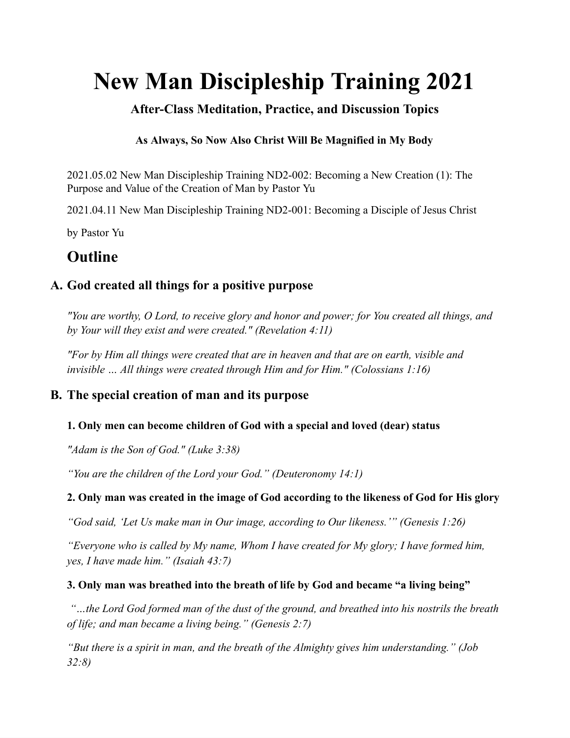# New Man Discipleship Training 2021

### After-Class Meditation, Practice, and Discussion Topics

#### As Always, So Now Also Christ Will Be Magnified in My Body

2021.05.02 New Man Discipleship Training ND2-002: Becoming a New Creation (1): The Purpose and Value of the Creation of Man by Pastor Yu

2021.04.11 New Man Discipleship Training ND2-001: Becoming a Disciple of Jesus Christ

by Pastor Yu

## Outline

### A. God created all things for a positive purpose

*"You are worthy, O Lord, to receive glory and honor and power; for You created all things, and by Your will they exist and were created." (Revelation 4:11)*

*"For by Him all things were created that are in heaven and that are on earth, visible and invisible … All things were created through Him and for Him." (Colossians 1:16)*

### B. The special creation of man and its purpose

#### 1. Only men can become children of God with a special and loved (dear) status

*"Adam is the Son of God." (Luke 3:38)*

*"You are the children of the Lord your God." (Deuteronomy 14:1)*

#### 2. Only man was created in the image of God according to the likeness of God for His glory

*"God said, 'Let Us make man in Our image, according to Our likeness.'" (Genesis 1:26)*

*"Everyone who is called by My name, Whom I have created for My glory; I have formed him, yes, I have made him." (Isaiah 43:7)*

#### 3. Only man was breathed into the breath of life by God and became "a living being"

*"…the Lord God formed man of the dust of the ground, and breathed into his nostrils the breath of life; and man became a living being." (Genesis 2:7)*

*"But there is a spirit in man, and the breath of the Almighty gives him understanding." (Job 32:8)*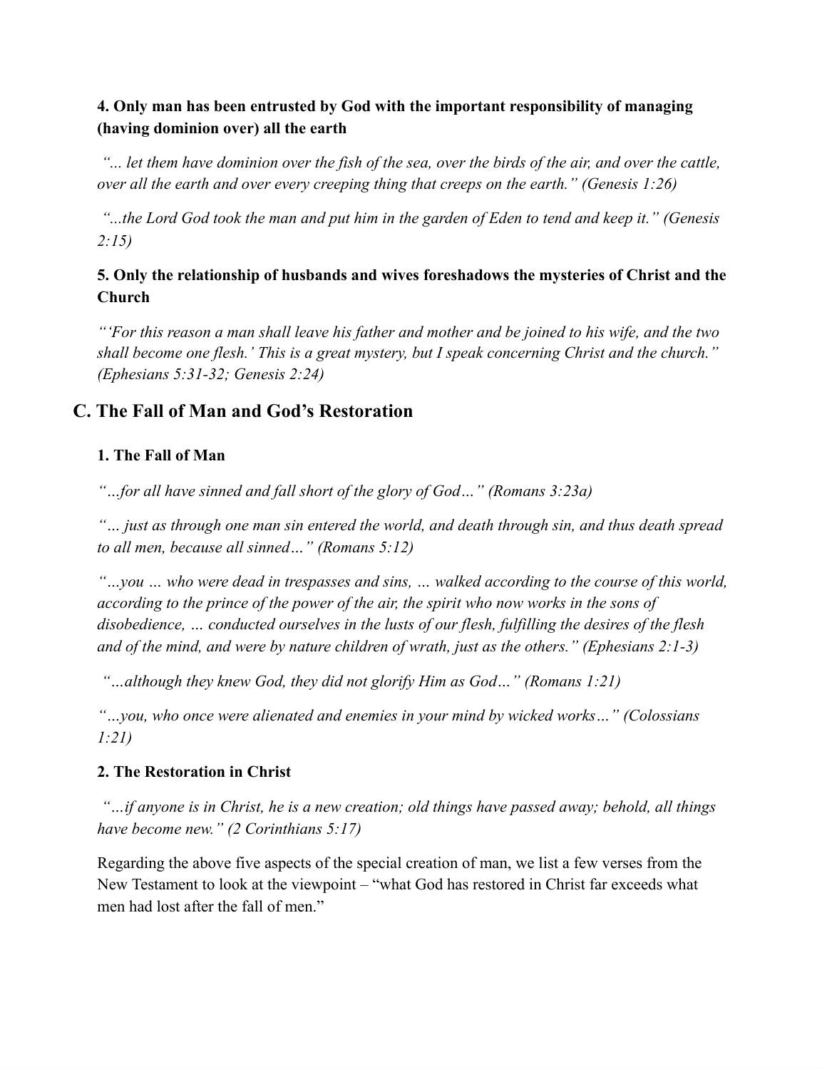**4. Only man has been entrusted by God with the important responsibility of managing (having dominion over) all the earth**

*"... let them have dominion over the fish of the sea, over the birds of the air, and over the cattle, over all the earth and over every creeping thing that creeps on the earth." (Genesis 1:26)*

*"...the Lord God took the man and put him in the garden of Eden to tend and keep it." (Genesis 2:15)*

**5. Only the relationship of husbands and wives foreshadows the mysteries of Christ and the Church**

*"'For this reason a man shall leave his father and mother and be joined to his wife, and the two shall become one flesh.' This is a great mystery, but I speak concerning Christ and the church." (Ephesians 5:31-32; Genesis 2:24)*

## C. The Fall of Man and God's Restoration

**1. The Fall of Man**

*"…for all have sinned and fall short of the glory of God…" (Romans 3:23a)*

*"… just as through one man sin entered the world, and death through sin, and thus death spread to all men, because all sinned…" (Romans 5:12)*

*"…you … who were dead in trespasses and sins, … walked according to the course of this world, according to the prince of the power of the air, the spirit who now works in the sons of disobedience, … conducted ourselves in the lusts of our flesh, fulfilling the desires of the flesh and of the mind, and were by nature children of wrath, just as the others." (Ephesians 2:1-3)*

*"…although they knew God, they did not glorify Him as God…" (Romans 1:21)*

*"…you, who once were alienated and enemies in your mind by wicked works…" (Colossians 1:21)*

**2. The Restoration in Christ**

*"…if anyone is in Christ, he is a new creation; old things have passed away; behold, all things have become new." (2 Corinthians 5:17)*

Regarding the above five aspects of the special creation of man, we list a few verses from the New Testament to look at the viewpoint – "what God has restored in Christ far exceeds what men had lost after the fall of men."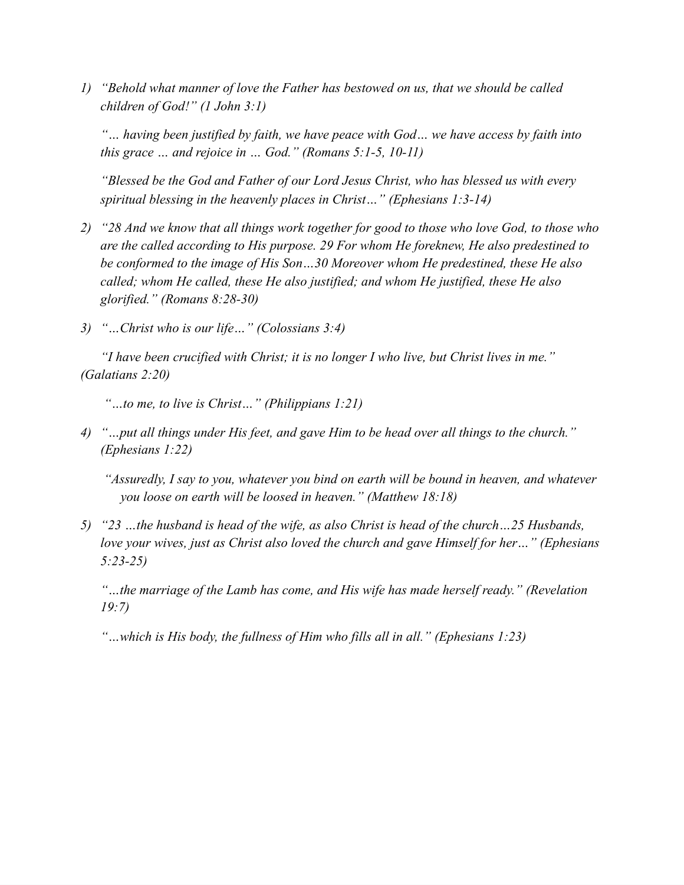1) *"Behold what manner of love the Father has bestowed on us, that we should be called children of God!" (1 John 3:1)*

   *"… having been justified by faith, we have peace with God… we have access by faith into this grace … and rejoice in … God." (Romans 5:1-5, 10-11)*

   *"Blessed be the God and Father of our Lord Jesus Christ, who has blessed us with every spiritual blessing in the heavenly places in Christ…" (Ephesians 1:3-14)*

2) *"28 And we know that all things work together for good to those who love God, to those who are the called according to His purpose. 29 For whom He foreknew, He also predestined to be conformed to the image of His Son…30 Moreover whom He predestined, these He also called; whom He called, these He also justified; and whom He justified, these He also glorified." (Romans 8:28-30)*

3) *"…Christ who is our life…" (Colossians 3:4)*

   *"I have been crucified with Christ; it is no longer I who live, but Christ lives in me." (Galatians 2:20)*

   *"…to me, to live is Christ…" (Philippians 1:21)*

4) *"…put all things under His feet, and gave Him to be head over all things to the church." (Ephesians 1:22)*

   *"Assuredly, I say to you, whatever you bind on earth will be bound in heaven, and whatever you loose on earth will be loosed in heaven." (Matthew 18:18)*

5) *"23 …the husband is head of the wife, as also Christ is head of the church…25 Husbands, love your wives, just as Christ also loved the church and gave Himself for her…" (Ephesians 5:23-25)*

   *"…the marriage of the Lamb has come, and His wife has made herself ready." (Revelation 19:7)*

   *"…which is His body, the fullness of Him who fills all in all." (Ephesians 1:23)*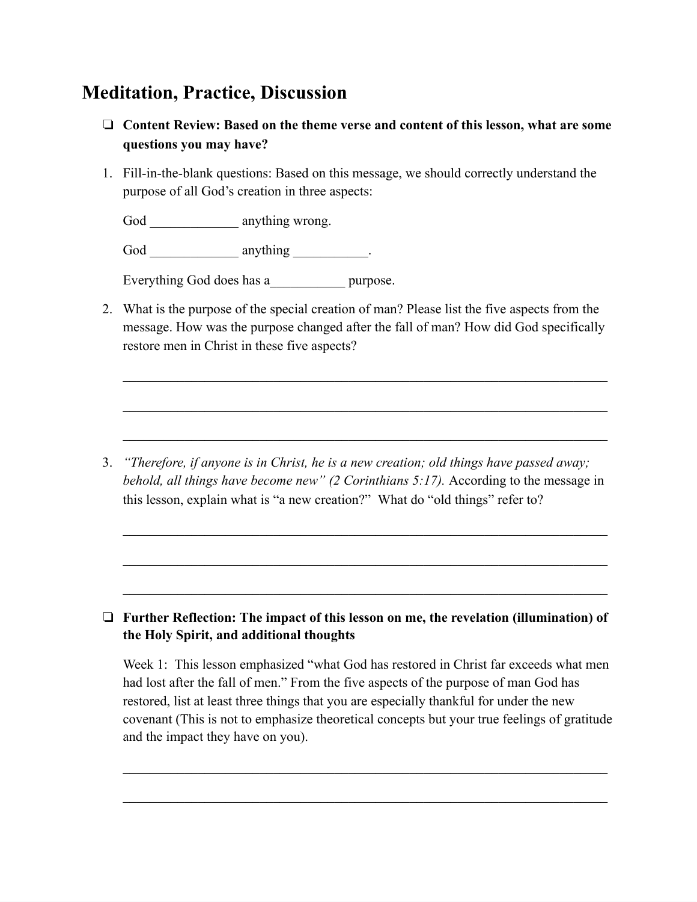## Meditation, Practice, Discussion

- ❏ **Content Review: Based on the theme verse and content of this lesson, what are some questions you may have?**

1. Fill-in-the-blank questions: Based on this message, we should correctly understand the purpose of all God's creation in three aspects:

   God _____________ anything wrong.

   God _____________ anything ___________.

   Everything God does has a___________ purpose.

2. What is the purpose of the special creation of man? Please list the five aspects from the message. How was the purpose changed after the fall of man? How did God specifically restore men in Christ in these five aspects?

   ___________________________________________________________________________

   ___________________________________________________________________________

   ___________________________________________________________________________

3. *"Therefore, if anyone is in Christ, he is a new creation; old things have passed away; behold, all things have become new" (2 Corinthians 5:17).* According to the message in this lesson, explain what is "a new creation?" What do "old things" refer to?

   ___________________________________________________________________________

   ___________________________________________________________________________

   ___________________________________________________________________________

- ❏ **Further Reflection: The impact of this lesson on me, the revelation (illumination) of the Holy Spirit, and additional thoughts**

  Week 1: This lesson emphasized "what God has restored in Christ far exceeds what men had lost after the fall of men." From the five aspects of the purpose of man God has restored, list at least three things that you are especially thankful for under the new covenant (This is not to emphasize theoretical concepts but your true feelings of gratitude and the impact they have on you).

  ___________________________________________________________________________

  ___________________________________________________________________________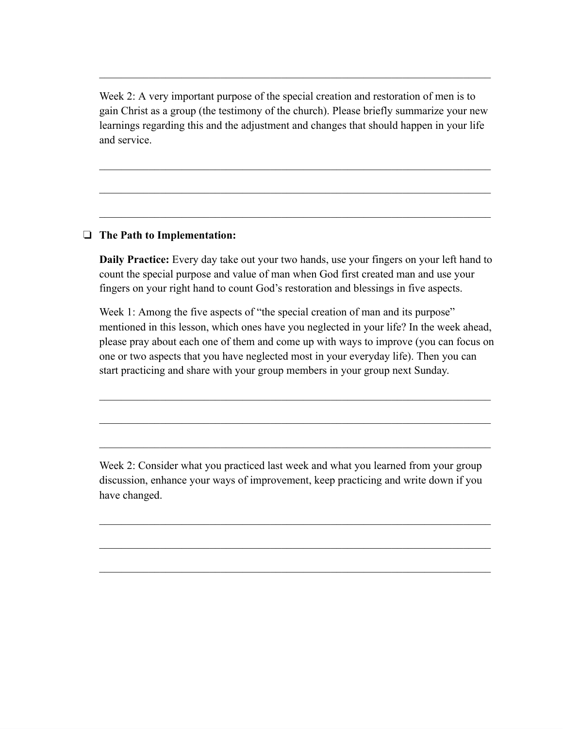______________________________________________________________________

Week 2: A very important purpose of the special creation and restoration of men is to gain Christ as a group (the testimony of the church). Please briefly summarize your new learnings regarding this and the adjustment and changes that should happen in your life and service.

______________________________________________________________________

______________________________________________________________________

______________________________________________________________________

- ❏ **The Path to Implementation:**

  **Daily Practice:** Every day take out your two hands, use your fingers on your left hand to count the special purpose and value of man when God first created man and use your fingers on your right hand to count God's restoration and blessings in five aspects.

  Week 1: Among the five aspects of "the special creation of man and its purpose" mentioned in this lesson, which ones have you neglected in your life? In the week ahead, please pray about each one of them and come up with ways to improve (you can focus on one or two aspects that you have neglected most in your everyday life). Then you can start practicing and share with your group members in your group next Sunday.

  ______________________________________________________________________

  ______________________________________________________________________

  ______________________________________________________________________

  Week 2: Consider what you practiced last week and what you learned from your group discussion, enhance your ways of improvement, keep practicing and write down if you have changed.

  ______________________________________________________________________

  ______________________________________________________________________

  ______________________________________________________________________